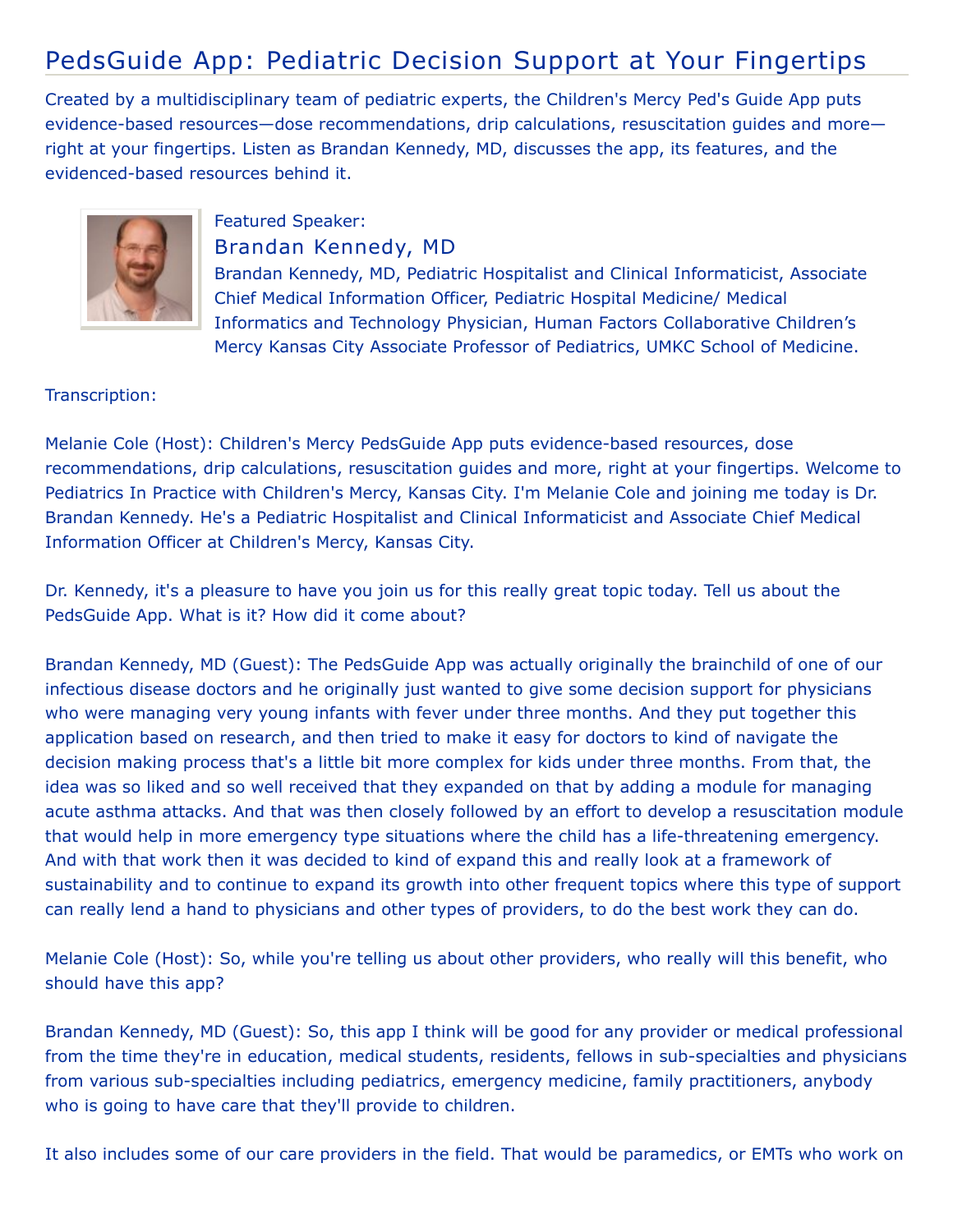# PedsGuide App: Pediatric Decision Support at Your Fingertips

Created by a multidisciplinary team of pediatric experts, the Children's Mercy Ped's Guide App puts evidence-based resources—dose recommendations, drip calculations, resuscitation guides and more—right at your fingertips. Listen as Brandan Kennedy, MD, discusses the app, its features, and the evidenced-based resources behind it.

Featured Speaker:

## Brandan Kennedy, MD

Brandan Kennedy, MD, Pediatric Hospitalist and Clinical Informaticist, Associate Chief Medical Information Officer, Pediatric Hospital Medicine/ Medical Informatics and Technology Physician, Human Factors Collaborative Children's Mercy Kansas City Associate Professor of Pediatrics, UMKC School of Medicine.

Transcription:

Melanie Cole (Host): Children's Mercy PedsGuide App puts evidence-based resources, dose recommendations, drip calculations, resuscitation guides and more, right at your fingertips. Welcome to Pediatrics In Practice with Children's Mercy, Kansas City. I'm Melanie Cole and joining me today is Dr. Brandan Kennedy. He's a Pediatric Hospitalist and Clinical Informaticist and Associate Chief Medical Information Officer at Children's Mercy, Kansas City.

Dr. Kennedy, it's a pleasure to have you join us for this really great topic today. Tell us about the PedsGuide App. What is it? How did it come about?

Brandan Kennedy, MD (Guest): The PedsGuide App was actually originally the brainchild of one of our infectious disease doctors and he originally just wanted to give some decision support for physicians who were managing very young infants with fever under three months. And they put together this application based on research, and then tried to make it easy for doctors to kind of navigate the decision making process that's a little bit more complex for kids under three months. From that, the idea was so liked and so well received that they expanded on that by adding a module for managing acute asthma attacks. And that was then closely followed by an effort to develop a resuscitation module that would help in more emergency type situations where the child has a life-threatening emergency. And with that work then it was decided to kind of expand this and really look at a framework of sustainability and to continue to expand its growth into other frequent topics where this type of support can really lend a hand to physicians and other types of providers, to do the best work they can do.

Melanie Cole (Host): So, while you're telling us about other providers, who really will this benefit, who should have this app?

Brandan Kennedy, MD (Guest): So, this app I think will be good for any provider or medical professional from the time they're in education, medical students, residents, fellows in sub-specialties and physicians from various sub-specialties including pediatrics, emergency medicine, family practitioners, anybody who is going to have care that they'll provide to children.

It also includes some of our care providers in the field. That would be paramedics, or EMTs who work on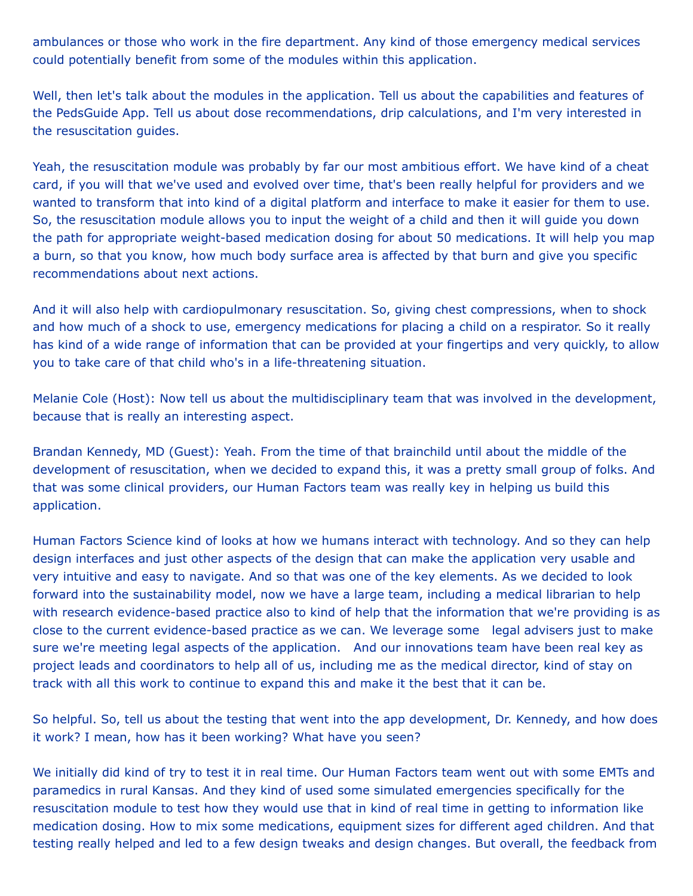ambulances or those who work in the fire department. Any kind of those emergency medical services could potentially benefit from some of the modules within this application.

Well, then let's talk about the modules in the application. Tell us about the capabilities and features of the PedsGuide App. Tell us about dose recommendations, drip calculations, and I'm very interested in the resuscitation guides.

Yeah, the resuscitation module was probably by far our most ambitious effort. We have kind of a cheat card, if you will that we've used and evolved over time, that's been really helpful for providers and we wanted to transform that into kind of a digital platform and interface to make it easier for them to use. So, the resuscitation module allows you to input the weight of a child and then it will guide you down the path for appropriate weight-based medication dosing for about 50 medications. It will help you map a burn, so that you know, how much body surface area is affected by that burn and give you specific recommendations about next actions.

And it will also help with cardiopulmonary resuscitation. So, giving chest compressions, when to shock and how much of a shock to use, emergency medications for placing a child on a respirator. So it really has kind of a wide range of information that can be provided at your fingertips and very quickly, to allow you to take care of that child who's in a life-threatening situation.

Melanie Cole (Host): Now tell us about the multidisciplinary team that was involved in the development, because that is really an interesting aspect.

Brandan Kennedy, MD (Guest): Yeah. From the time of that brainchild until about the middle of the development of resuscitation, when we decided to expand this, it was a pretty small group of folks. And that was some clinical providers, our Human Factors team was really key in helping us build this application.

Human Factors Science kind of looks at how we humans interact with technology. And so they can help design interfaces and just other aspects of the design that can make the application very usable and very intuitive and easy to navigate. And so that was one of the key elements. As we decided to look forward into the sustainability model, now we have a large team, including a medical librarian to help with research evidence-based practice also to kind of help that the information that we're providing is as close to the current evidence-based practice as we can. We leverage some legal advisers just to make sure we're meeting legal aspects of the application. And our innovations team have been real key as project leads and coordinators to help all of us, including me as the medical director, kind of stay on track with all this work to continue to expand this and make it the best that it can be.

So helpful. So, tell us about the testing that went into the app development, Dr. Kennedy, and how does it work? I mean, how has it been working? What have you seen?

We initially did kind of try to test it in real time. Our Human Factors team went out with some EMTs and paramedics in rural Kansas. And they kind of used some simulated emergencies specifically for the resuscitation module to test how they would use that in kind of real time in getting to information like medication dosing. How to mix some medications, equipment sizes for different aged children. And that testing really helped and led to a few design tweaks and design changes. But overall, the feedback from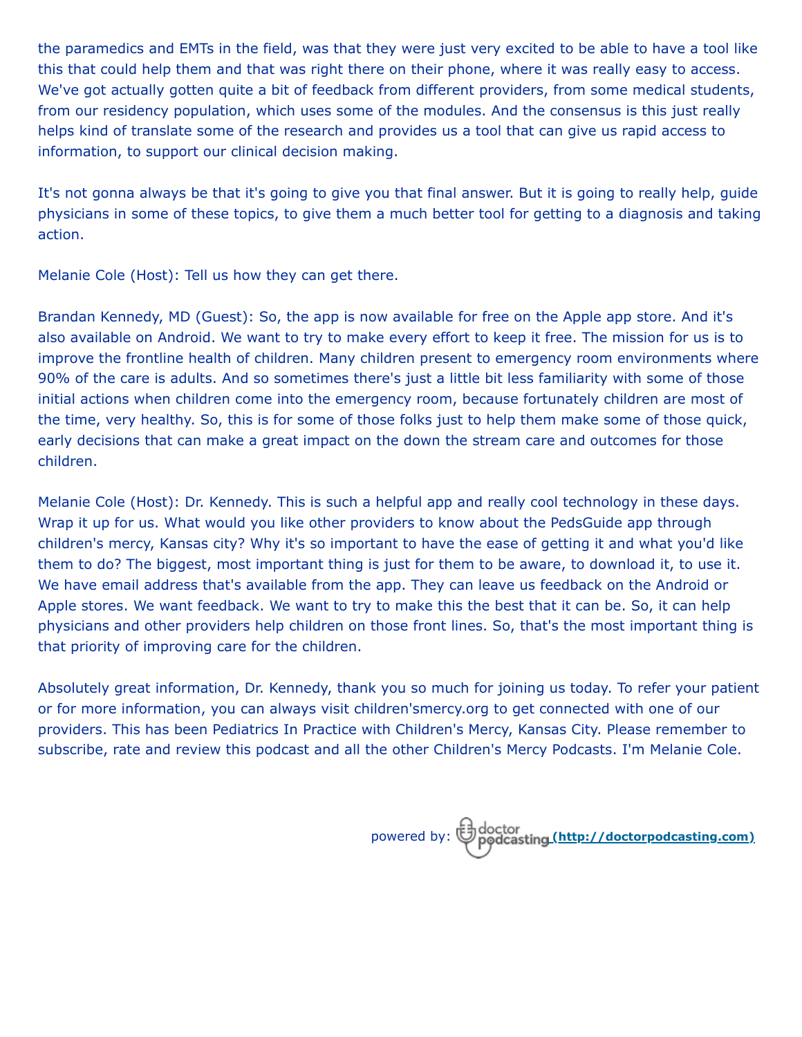the paramedics and EMTs in the field, was that they were just very excited to be able to have a tool like this that could help them and that was right there on their phone, where it was really easy to access. We've got actually gotten quite a bit of feedback from different providers, from some medical students, from our residency population, which uses some of the modules. And the consensus is this just really helps kind of translate some of the research and provides us a tool that can give us rapid access to information, to support our clinical decision making.

It's not gonna always be that it's going to give you that final answer. But it is going to really help, guide physicians in some of these topics, to give them a much better tool for getting to a diagnosis and taking action.

Melanie Cole (Host): Tell us how they can get there.

Brandan Kennedy, MD (Guest): So, the app is now available for free on the Apple app store. And it's also available on Android. We want to try to make every effort to keep it free. The mission for us is to improve the frontline health of children. Many children present to emergency room environments where 90% of the care is adults. And so sometimes there's just a little bit less familiarity with some of those initial actions when children come into the emergency room, because fortunately children are most of the time, very healthy. So, this is for some of those folks just to help them make some of those quick, early decisions that can make a great impact on the down the stream care and outcomes for those children.

Melanie Cole (Host): Dr. Kennedy. This is such a helpful app and really cool technology in these days. Wrap it up for us. What would you like other providers to know about the PedsGuide app through children's mercy, Kansas city? Why it's so important to have the ease of getting it and what you'd like them to do? The biggest, most important thing is just for them to be aware, to download it, to use it. We have email address that's available from the app. They can leave us feedback on the Android or Apple stores. We want feedback. We want to try to make this the best that it can be. So, it can help physicians and other providers help children on those front lines. So, that's the most important thing is that priority of improving care for the children.

Absolutely great information, Dr. Kennedy, thank you so much for joining us today. To refer your patient or for more information, you can always visit children'smercy.org to get connected with one of our providers. This has been Pediatrics In Practice with Children's Mercy, Kansas City. Please remember to subscribe, rate and review this podcast and all the other Children's Mercy Podcasts. I'm Melanie Cole.

powered by: doctor podcasting (http://doctorpodcasting.com)